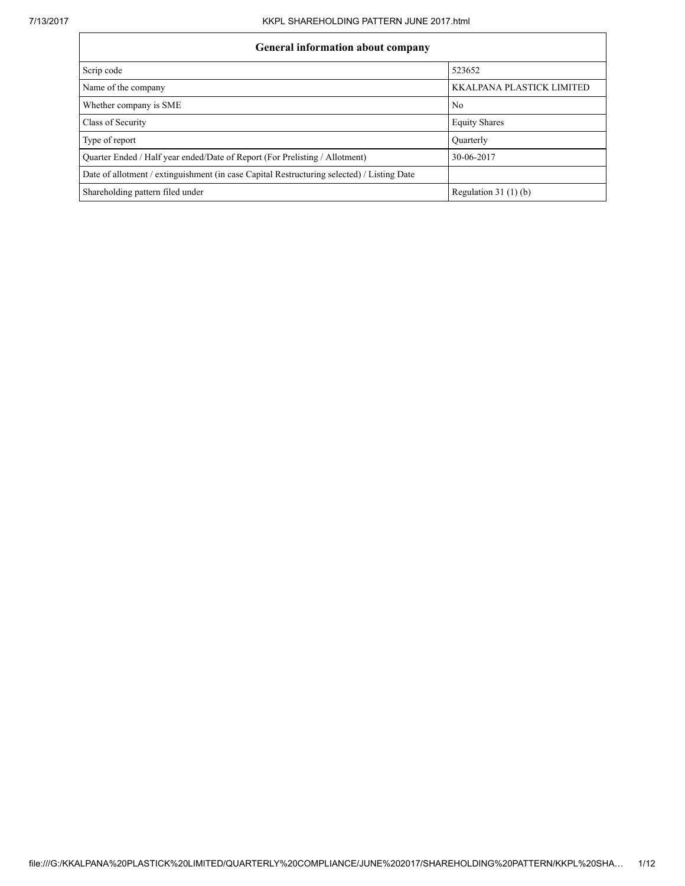| General information about company | |
|---|---|
| Scrip code | 523652 |
| Name of the company | KKALPANA PLASTICK LIMITED |
| Whether company is SME | No |
| Class of Security | Equity Shares |
| Type of report | Quarterly |
| Quarter Ended / Half year ended/Date of Report (For Prelisting / Allotment) | 30-06-2017 |
| Date of allotment / extinguishment (in case Capital Restructuring selected) / Listing Date | |
| Shareholding pattern filed under | Regulation 31 (1) (b) |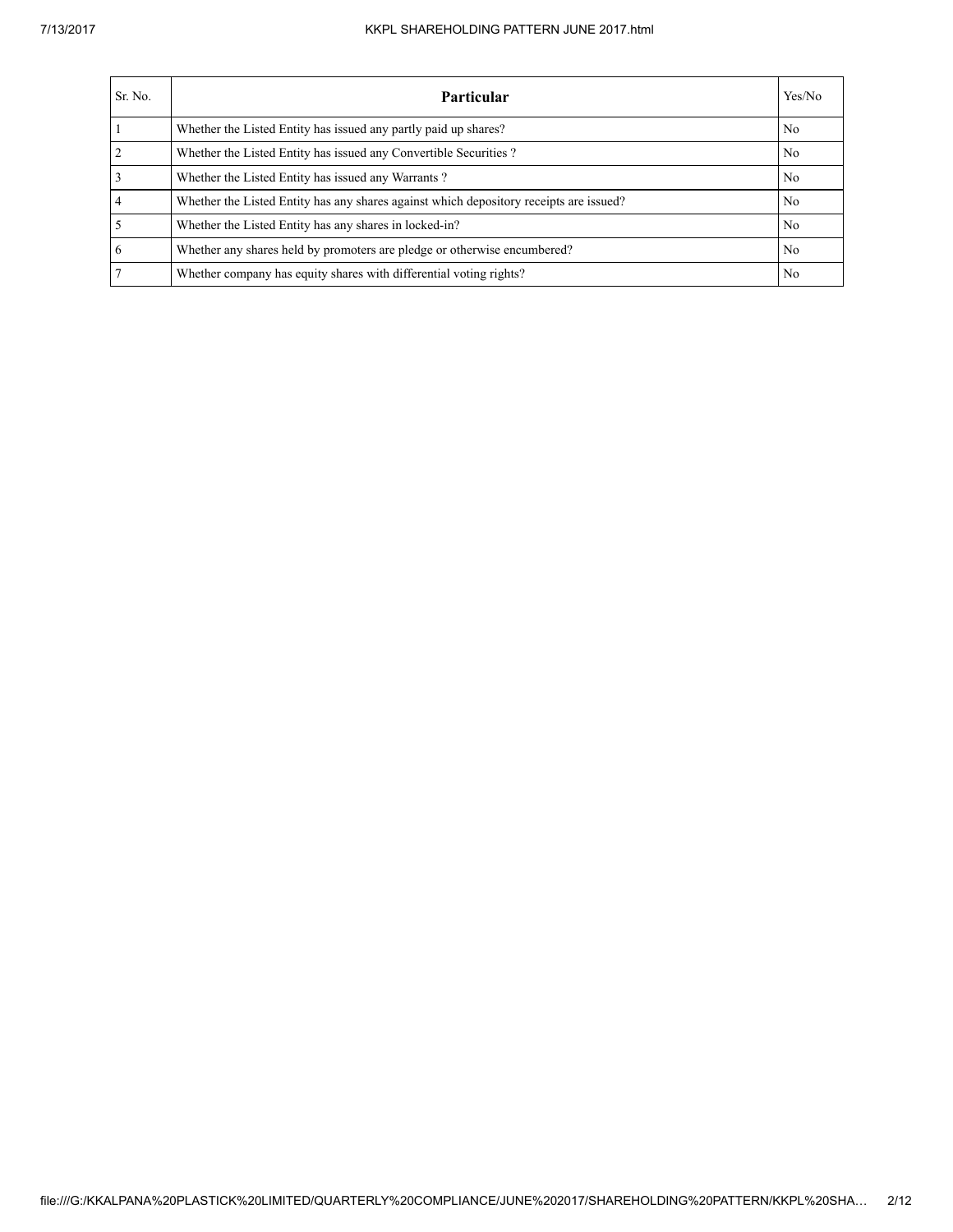| Sr. No. | Particular | Yes/No |
|---|---|---|
| 1 | Whether the Listed Entity has issued any partly paid up shares? | No |
| 2 | Whether the Listed Entity has issued any Convertible Securities ? | No |
| 3 | Whether the Listed Entity has issued any Warrants ? | No |
| 4 | Whether the Listed Entity has any shares against which depository receipts are issued? | No |
| 5 | Whether the Listed Entity has any shares in locked-in? | No |
| 6 | Whether any shares held by promoters are pledge or otherwise encumbered? | No |
| 7 | Whether company has equity shares with differential voting rights? | No |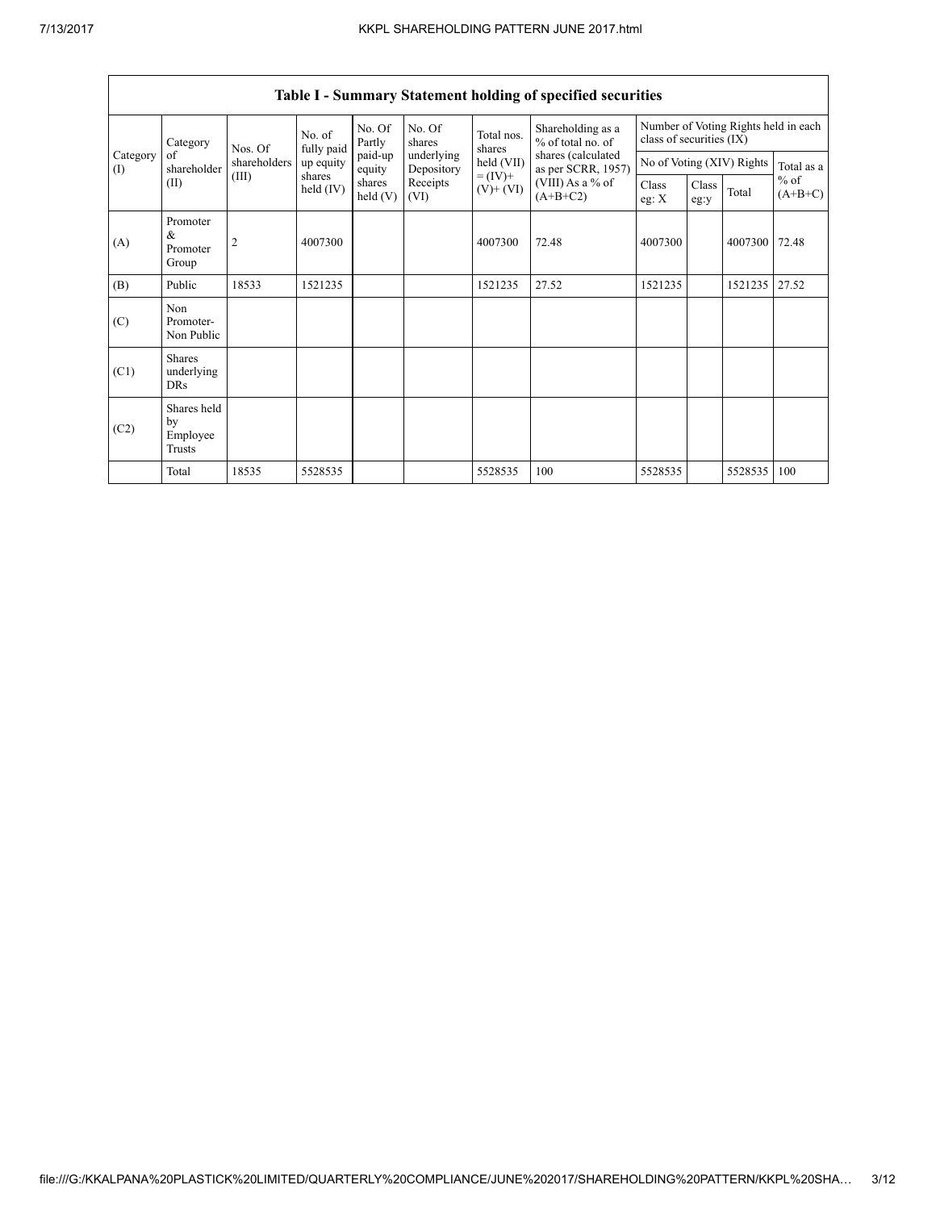| Table I - Summary Statement holding of specified securities | | | | | | | | | | | | |
|---|---|---|---|---|---|---|---|---|---|---|---|---|
| Category (I) | Category of shareholder (II) | Nos. Of shareholders (III) | No. of fully paid up equity shares held (IV) | No. Of Partly paid-up equity shares held (V) | No. Of shares underlying Depository Receipts (VI) | Total nos. shares held (VII) = (IV)+ (V)+ (VI) | Shareholding as a % of total no. of shares (calculated as per SCRR, 1957) (VIII) As a % of (A+B+C2) | Number of Voting Rights held in each class of securities (IX) | | | |
| | | | | | | | | No of Voting (XIV) Rights | | | Total as a % of (A+B+C) |
| | | | | | | | | Class eg: X | Class eg:y | Total | |
| (A) | Promoter & Promoter Group | 2 | 4007300 | | | 4007300 | 72.48 | 4007300 | | 4007300 | 72.48 |
| (B) | Public | 18533 | 1521235 | | | 1521235 | 27.52 | 1521235 | | 1521235 | 27.52 |
| (C) | Non Promoter- Non Public | | | | | | | | | | |
| (C1) | Shares underlying DRs | | | | | | | | | | |
| (C2) | Shares held by Employee Trusts | | | | | | | | | | |
| | Total | 18535 | 5528535 | | | 5528535 | 100 | 5528535 | | 5528535 | 100 |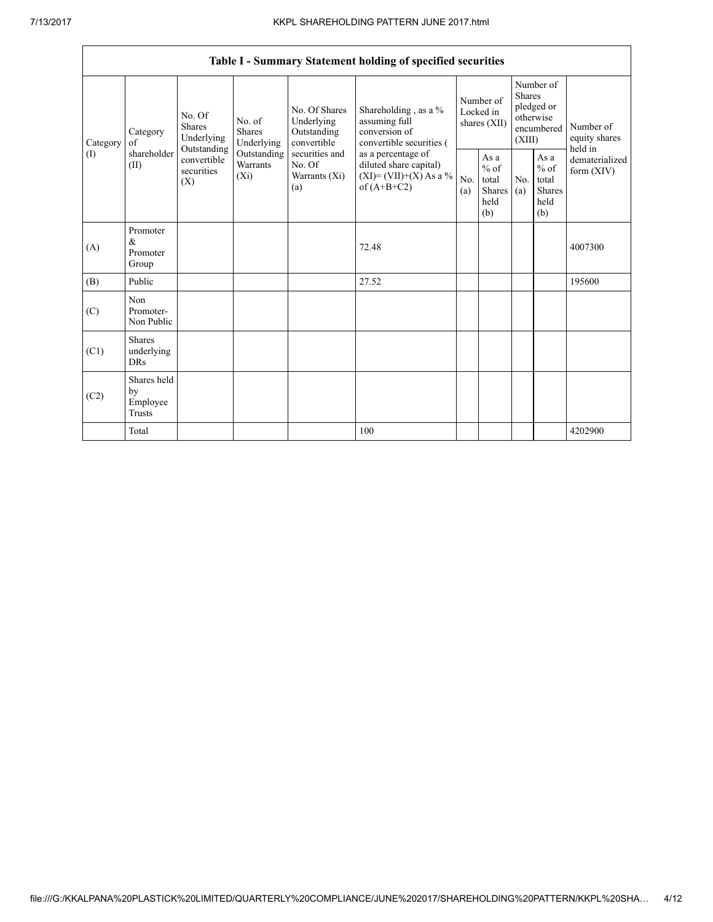| Table I - Summary Statement holding of specified securities | | | | | | | | | | |
|---|---|---|---|---|---|---|---|---|---|---|
| Category (I) | Category of shareholder (II) | No. Of Shares Underlying Outstanding convertible securities (X) | No. of Shares Underlying Outstanding Warrants (Xi) | No. Of Shares Underlying Outstanding convertible securities and No. Of Warrants (Xi) (a) | Shareholding , as a % assuming full conversion of convertible securities ( as a percentage of diluted share capital) (XI)= (VII)+(X) As a % of (A+B+C2) | Number of Locked in shares (XII) | | Number of Shares pledged or otherwise encumbered (XIII) | | Number of equity shares held in dematerialized form (XIV) |
| | | | | | | No. (a) | As a % of total Shares held (b) | No. (a) | As a % of total Shares held (b) | |
| (A) | Promoter & Promoter Group | | | | 72.48 | | | | | 4007300 |
| (B) | Public | | | | 27.52 | | | | | 195600 |
| (C) | Non Promoter- Non Public | | | | | | | | | |
| (C1) | Shares underlying DRs | | | | | | | | | |
| (C2) | Shares held by Employee Trusts | | | | | | | | | |
| | Total | | | | 100 | | | | | 4202900 |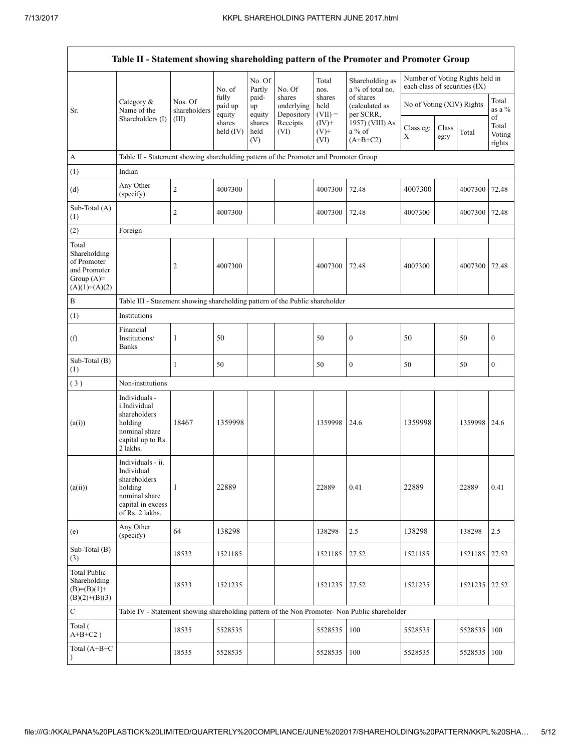| Table II - Statement showing shareholding pattern of the Promoter and Promoter Group | | | | | | | | | | | |
|---|---|---|---|---|---|---|---|---|---|---|---|
| Sr. | Category & Name of the Shareholders (I) | Nos. Of shareholders (III) | No. of fully paid up equity shares held (IV) | No. Of Partly paid-up equity shares held (V) | No. Of shares underlying Depository Receipts (VI) | Total nos. shares held (VII) = (IV)+ (V)+ (VI) | Shareholding as a % of total no. of shares (calculated as per SCRR, 1957) (VIII) As a % of (A+B+C2) | Number of Voting Rights held in each class of securities (IX) | | | |
| | | | | | | | | No of Voting (XIV) Rights | | | Total as a % of Total Voting rights |
| | | | | | | | | Class eg: X | Class eg:y | Total | |
| A | Table II - Statement showing shareholding pattern of the Promoter and Promoter Group | | | | | | | | | | |
| (1) | Indian | | | | | | | | | | |
| (d) | Any Other (specify) | 2 | 4007300 | | | 4007300 | 72.48 | 4007300 | | 4007300 | 72.48 |
| Sub-Total (A) (1) | | 2 | 4007300 | | | 4007300 | 72.48 | 4007300 | | 4007300 | 72.48 |
| (2) | Foreign | | | | | | | | | | |
| Total Shareholding of Promoter and Promoter Group (A)=(A)(1)+(A)(2) | | 2 | 4007300 | | | 4007300 | 72.48 | 4007300 | | 4007300 | 72.48 |
| B | Table III - Statement showing shareholding pattern of the Public shareholder | | | | | | | | | | |
| (1) | Institutions | | | | | | | | | | |
| (f) | Financial Institutions/ Banks | 1 | 50 | | | 50 | 0 | 50 | | 50 | 0 |
| Sub-Total (B) (1) | | 1 | 50 | | | 50 | 0 | 50 | | 50 | 0 |
| (3) | Non-institutions | | | | | | | | | | |
| (a(i)) | Individuals - i.Individual shareholders holding nominal share capital up to Rs. 2 lakhs. | 18467 | 1359998 | | | 1359998 | 24.6 | 1359998 | | 1359998 | 24.6 |
| (a(ii)) | Individuals - ii. Individual shareholders holding nominal share capital in excess of Rs. 2 lakhs. | 1 | 22889 | | | 22889 | 0.41 | 22889 | | 22889 | 0.41 |
| (e) | Any Other (specify) | 64 | 138298 | | | 138298 | 2.5 | 138298 | | 138298 | 2.5 |
| Sub-Total (B) (3) | | 18532 | 1521185 | | | 1521185 | 27.52 | 1521185 | | 1521185 | 27.52 |
| Total Public Shareholding (B)=(B)(1)+(B)(2)+(B)(3) | | 18533 | 1521235 | | | 1521235 | 27.52 | 1521235 | | 1521235 | 27.52 |
| C | Table IV - Statement showing shareholding pattern of the Non Promoter- Non Public shareholder | | | | | | | | | | |
| Total ( A+B+C2 ) | | 18535 | 5528535 | | | 5528535 | 100 | 5528535 | | 5528535 | 100 |
| Total (A+B+C ) | | 18535 | 5528535 | | | 5528535 | 100 | 5528535 | | 5528535 | 100 |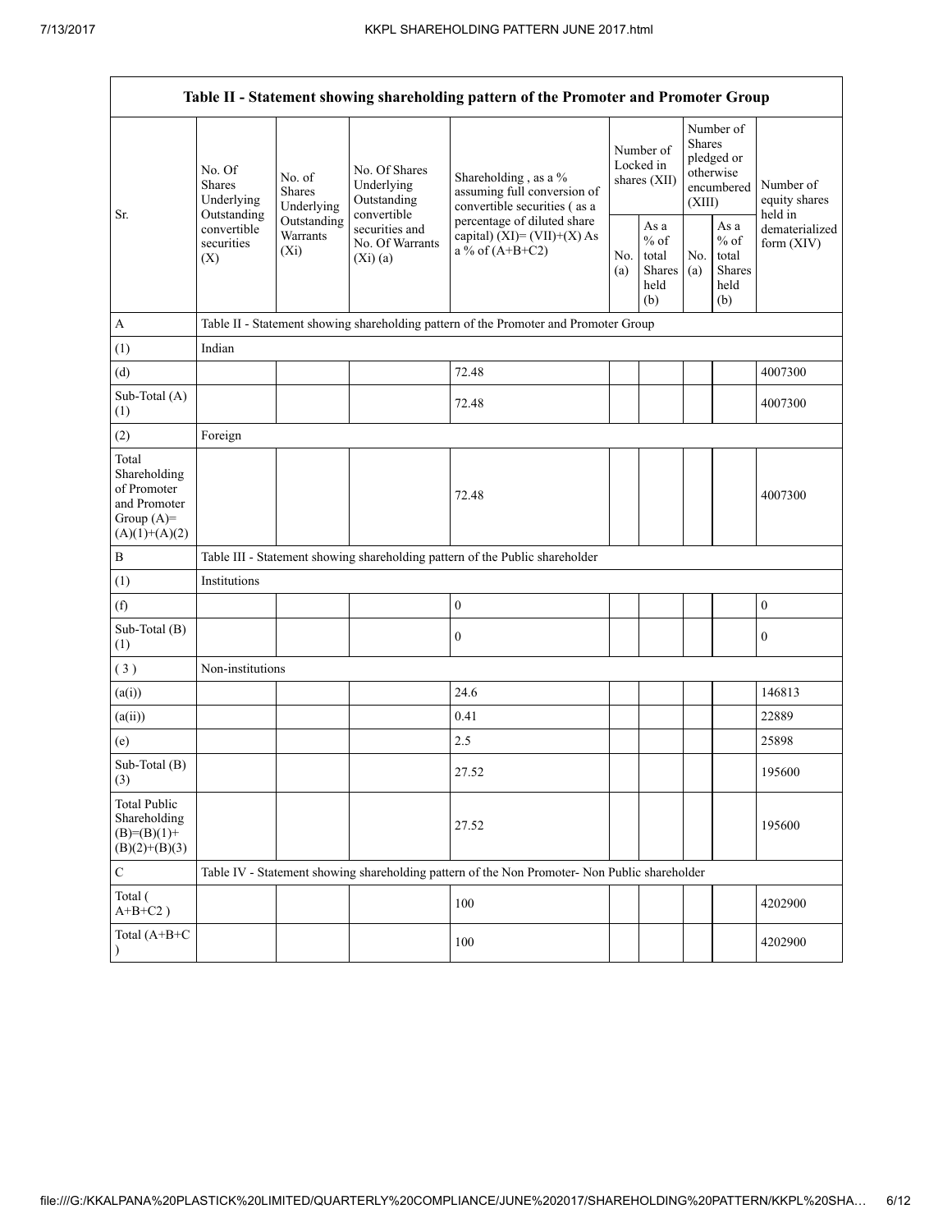| Table II - Statement showing shareholding pattern of the Promoter and Promoter Group | | | | | | | | | |
|---|---|---|---|---|---|---|---|---|---|
| Sr. | No. Of Shares Underlying Outstanding convertible securities (X) | No. of Shares Underlying Outstanding Warrants (Xi) | No. Of Shares Underlying Outstanding convertible securities and No. Of Warrants (Xi) (a) | Shareholding , as a % assuming full conversion of convertible securities ( as a percentage of diluted share capital) (XI)= (VII)+(X) As a % of (A+B+C2) | Number of Locked in shares (XII) | | Number of Shares pledged or otherwise encumbered (XIII) | | Number of equity shares held in dematerialized form (XIV) |
| | | | | | No. (a) | As a % of total Shares held (b) | No. (a) | As a % of total Shares held (b) | |
| A | Table II - Statement showing shareholding pattern of the Promoter and Promoter Group | | | | | | | | |
| (1) | Indian | | | | | | | | |
| (d) | | | | 72.48 | | | | | 4007300 |
| Sub-Total (A) (1) | | | | 72.48 | | | | | 4007300 |
| (2) | Foreign | | | | | | | | |
| Total Shareholding of Promoter and Promoter Group (A)= (A)(1)+(A)(2) | | | | 72.48 | | | | | 4007300 |
| B | Table III - Statement showing shareholding pattern of the Public shareholder | | | | | | | | |
| (1) | Institutions | | | | | | | | |
| (f) | | | | 0 | | | | | 0 |
| Sub-Total (B) (1) | | | | 0 | | | | | 0 |
| ( 3 ) | Non-institutions | | | | | | | | |
| (a(i)) | | | | 24.6 | | | | | 146813 |
| (a(ii)) | | | | 0.41 | | | | | 22889 |
| (e) | | | | 2.5 | | | | | 25898 |
| Sub-Total (B) (3) | | | | 27.52 | | | | | 195600 |
| Total Public Shareholding (B)=(B)(1)+(B)(2)+(B)(3) | | | | 27.52 | | | | | 195600 |
| C | Table IV - Statement showing shareholding pattern of the Non Promoter- Non Public shareholder | | | | | | | | |
| Total ( A+B+C2 ) | | | | 100 | | | | | 4202900 |
| Total (A+B+C ) | | | | 100 | | | | | 4202900 |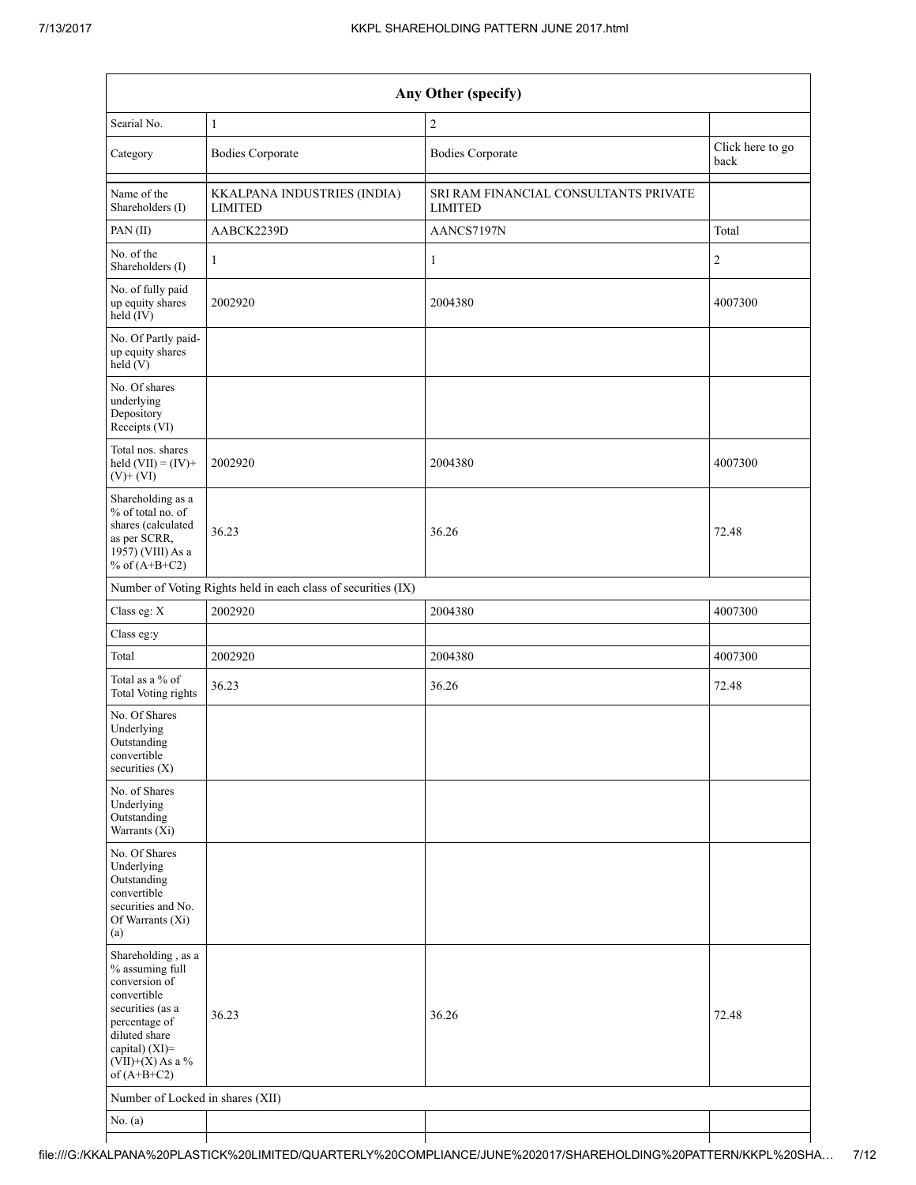| Any Other (specify) | | | |
|---|---|---|---|
| Searial No. | 1 | 2 | |
| Category | Bodies Corporate | Bodies Corporate | Click here to go back |
| Name of the Shareholders (I) | KKALPANA INDUSTRIES (INDIA) LIMITED | SRI RAM FINANCIAL CONSULTANTS PRIVATE LIMITED | |
| PAN (II) | AABCK2239D | AANCS7197N | Total |
| No. of the Shareholders (I) | 1 | 1 | 2 |
| No. of fully paid up equity shares held (IV) | 2002920 | 2004380 | 4007300 |
| No. Of Partly paid-up equity shares held (V) | | | |
| No. Of shares underlying Depository Receipts (VI) | | | |
| Total nos. shares held (VII) = (IV)+ (V)+ (VI) | 2002920 | 2004380 | 4007300 |
| Shareholding as a % of total no. of shares (calculated as per SCRR, 1957) (VIII) As a % of (A+B+C2) | 36.23 | 36.26 | 72.48 |
| Number of Voting Rights held in each class of securities (IX) | | | |
| Class eg: X | 2002920 | 2004380 | 4007300 |
| Class eg:y | | | |
| Total | 2002920 | 2004380 | 4007300 |
| Total as a % of Total Voting rights | 36.23 | 36.26 | 72.48 |
| No. Of Shares Underlying Outstanding convertible securities (X) | | | |
| No. of Shares Underlying Outstanding Warrants (Xi) | | | |
| No. Of Shares Underlying Outstanding convertible securities and No. Of Warrants (Xi) (a) | | | |
| Shareholding , as a % assuming full conversion of convertible securities (as a percentage of diluted share capital) (XI)= (VII)+(X) As a % of (A+B+C2) | 36.23 | 36.26 | 72.48 |
| Number of Locked in shares (XII) | | | |
| No. (a) | | | |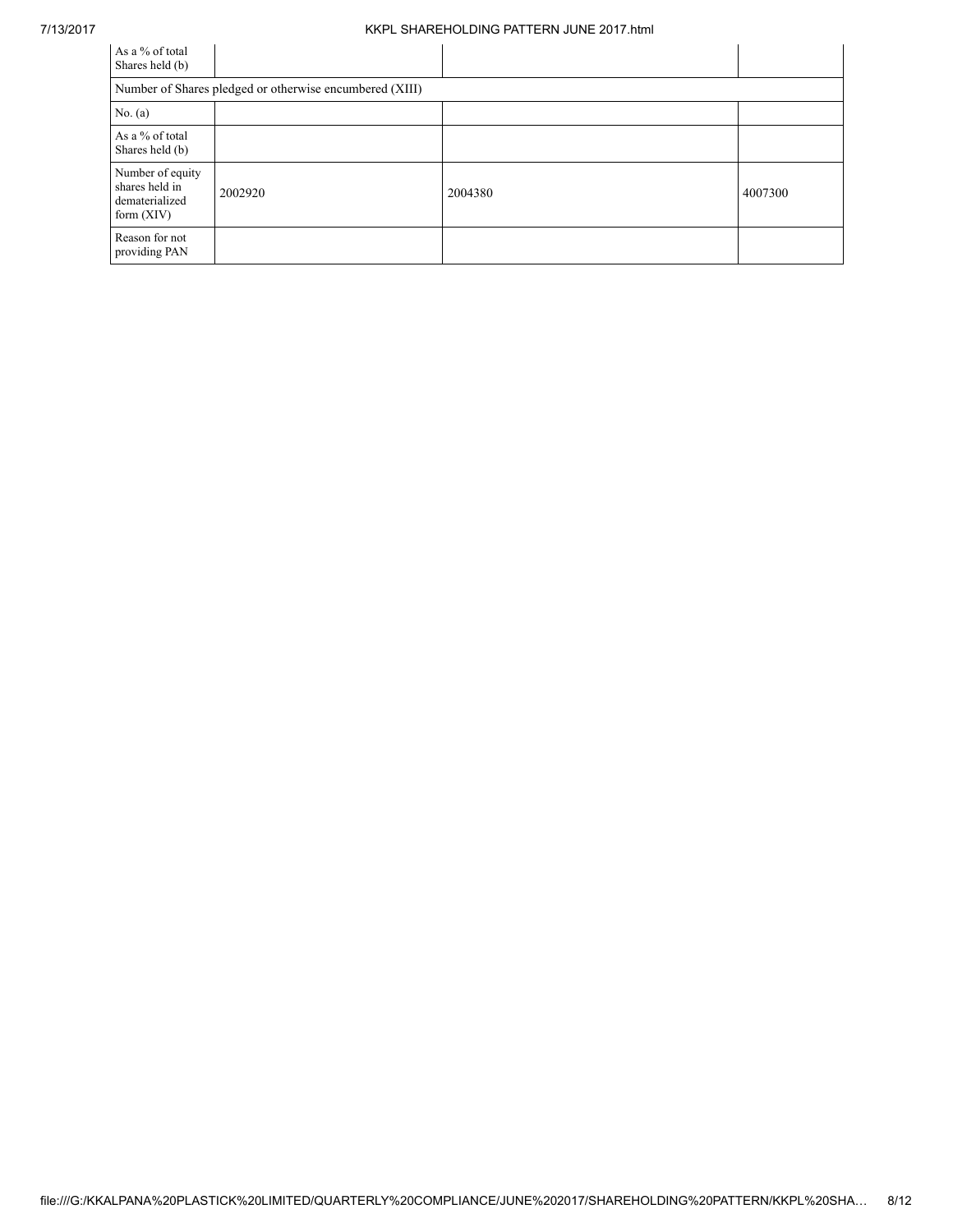| As a % of total Shares held (b) | | | |
|---|---|---|---|
| Number of Shares pledged or otherwise encumbered (XIII) | | | |
| No. (a) | | | |
| As a % of total Shares held (b) | | | |
| Number of equity shares held in dematerialized form (XIV) | 2002920 | 2004380 | 4007300 |
| Reason for not providing PAN | | | |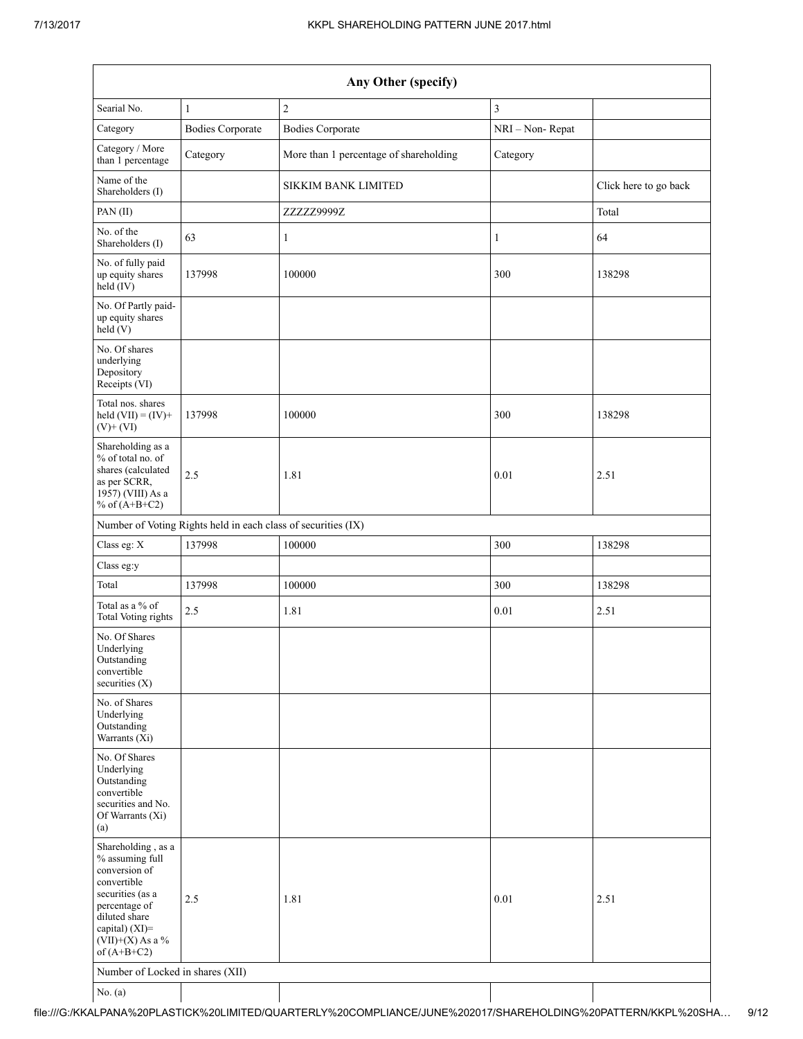| Any Other (specify) | | | | |
|---|---|---|---|---|
| Searial No. | 1 | 2 | 3 | |
| Category | Bodies Corporate | Bodies Corporate | NRI – Non- Repat | |
| Category / More than 1 percentage | Category | More than 1 percentage of shareholding | Category | |
| Name of the Shareholders (I) | | SIKKIM BANK LIMITED | | Click here to go back |
| PAN (II) | | ZZZZZ9999Z | | Total |
| No. of the Shareholders (I) | 63 | 1 | 1 | 64 |
| No. of fully paid up equity shares held (IV) | 137998 | 100000 | 300 | 138298 |
| No. Of Partly paid-up equity shares held (V) | | | | |
| No. Of shares underlying Depository Receipts (VI) | | | | |
| Total nos. shares held (VII) = (IV)+ (V)+ (VI) | 137998 | 100000 | 300 | 138298 |
| Shareholding as a % of total no. of shares (calculated as per SCRR, 1957) (VIII) As a % of (A+B+C2) | 2.5 | 1.81 | 0.01 | 2.51 |
| Number of Voting Rights held in each class of securities (IX) | | | | |
| Class eg: X | 137998 | 100000 | 300 | 138298 |
| Class eg:y | | | | |
| Total | 137998 | 100000 | 300 | 138298 |
| Total as a % of Total Voting rights | 2.5 | 1.81 | 0.01 | 2.51 |
| No. Of Shares Underlying Outstanding convertible securities (X) | | | | |
| No. of Shares Underlying Outstanding Warrants (Xi) | | | | |
| No. Of Shares Underlying Outstanding convertible securities and No. Of Warrants (Xi) (a) | | | | |
| Shareholding , as a % assuming full conversion of convertible securities (as a percentage of diluted share capital) (XI)= (VII)+(X) As a % of (A+B+C2) | 2.5 | 1.81 | 0.01 | 2.51 |
| Number of Locked in shares (XII) | | | | |
| No. (a) | | | | |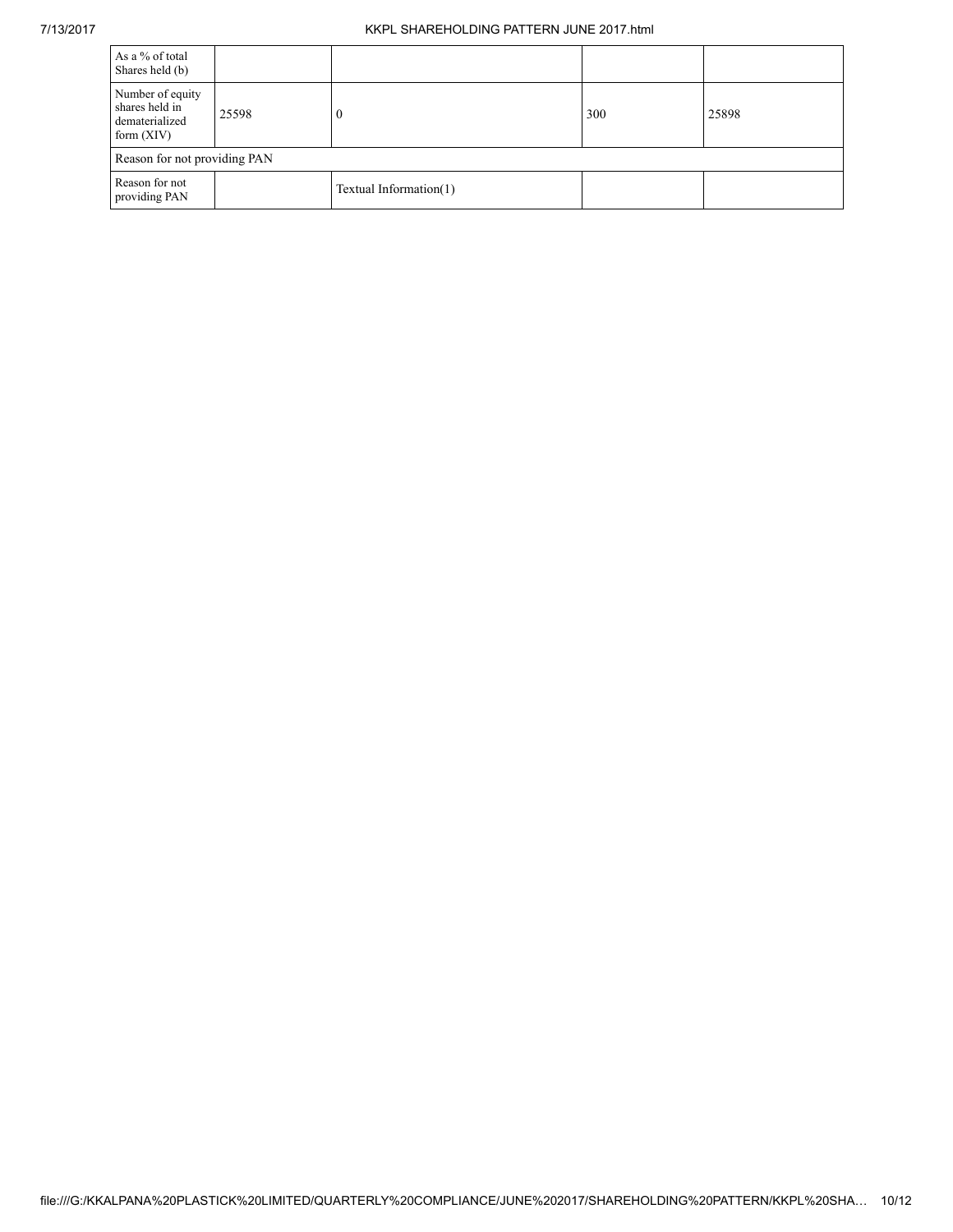| As a % of total Shares held (b) | | | | |
|---|---|---|---|---|
| Number of equity shares held in dematerialized form (XIV) | 25598 | 0 | 300 | 25898 |
| Reason for not providing PAN | | | | |
| Reason for not providing PAN | | Textual Information(1) | | |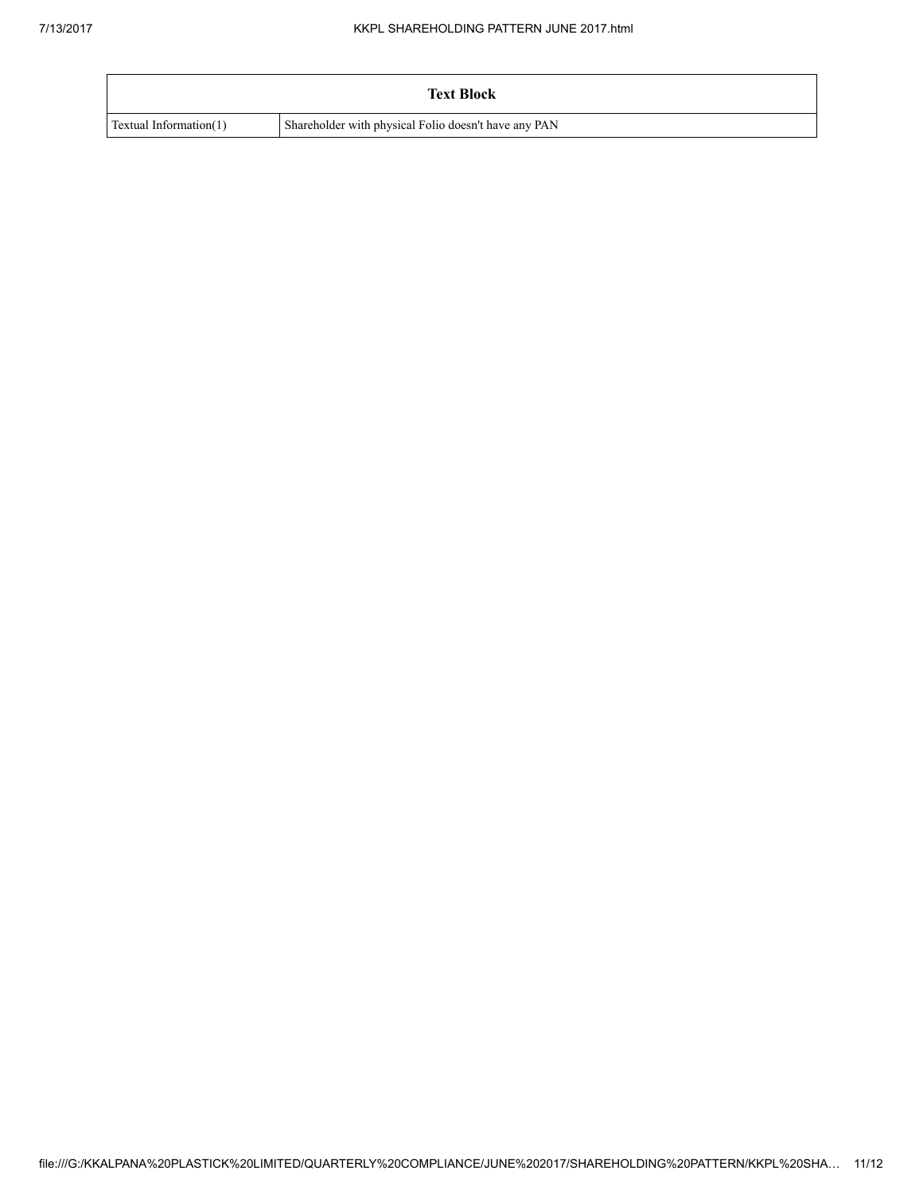| Text Block | |
| --- | --- |
| Textual Information(1) | Shareholder with physical Folio doesn't have any PAN |